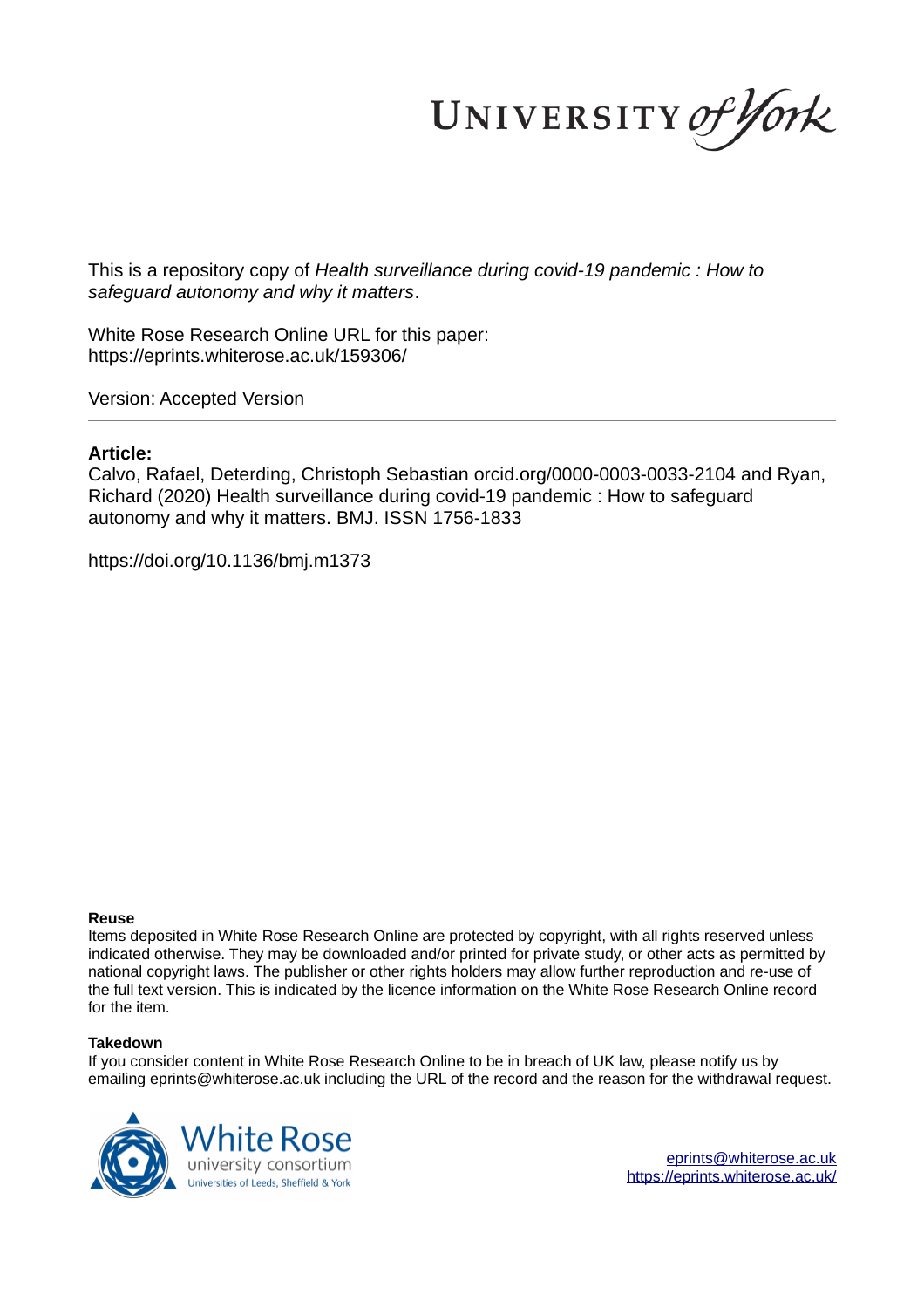This is a repository copy of *Health surveillance during covid-19 pandemic : How to safeguard autonomy and why it matters*.

White Rose Research Online URL for this paper:
https://eprints.whiterose.ac.uk/159306/

Version: Accepted Version

**Article:**

Calvo, Rafael, Deterding, Christoph Sebastian orcid.org/0000-0003-0033-2104 and Ryan, Richard (2020) Health surveillance during covid-19 pandemic : How to safeguard autonomy and why it matters. BMJ. ISSN 1756-1833

https://doi.org/10.1136/bmj.m1373

**Reuse**

Items deposited in White Rose Research Online are protected by copyright, with all rights reserved unless indicated otherwise. They may be downloaded and/or printed for private study, or other acts as permitted by national copyright laws. The publisher or other rights holders may allow further reproduction and re-use of the full text version. This is indicated by the licence information on the White Rose Research Online record for the item.

**Takedown**

If you consider content in White Rose Research Online to be in breach of UK law, please notify us by emailing eprints@whiterose.ac.uk including the URL of the record and the reason for the withdrawal request.

eprints@whiterose.ac.uk
https://eprints.whiterose.ac.uk/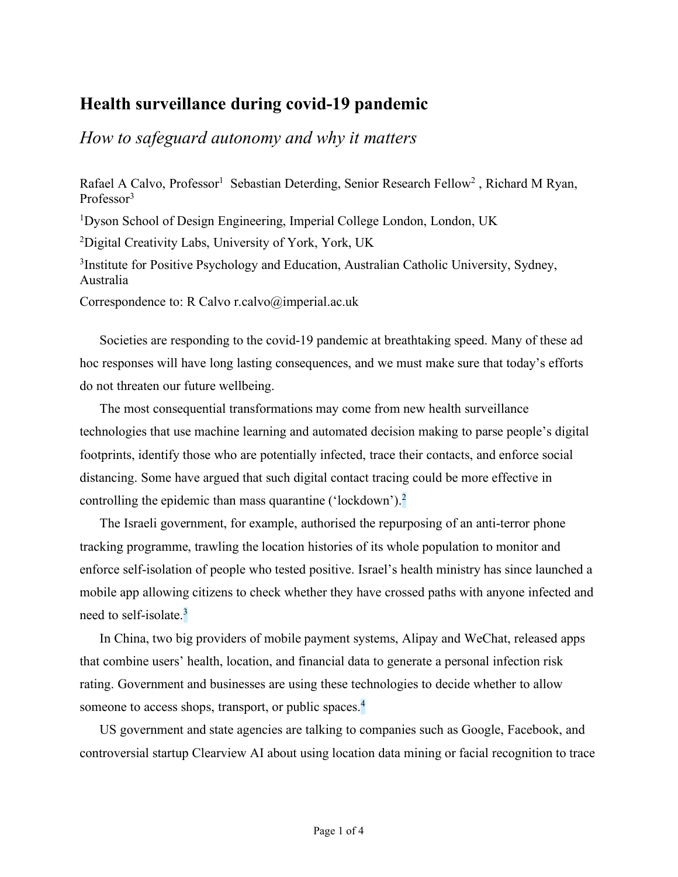# Health surveillance during covid-19 pandemic

## *How to safeguard autonomy and why it matters*

Rafael A Calvo, Professor[1] Sebastian Deterding, Senior Research Fellow[2] , Richard M Ryan, Professor[3]

[1]Dyson School of Design Engineering, Imperial College London, London, UK

[2]Digital Creativity Labs, University of York, York, UK

[3]Institute for Positive Psychology and Education, Australian Catholic University, Sydney, Australia

Correspondence to: R Calvo r.calvo@imperial.ac.uk

Societies are responding to the covid-19 pandemic at breathtaking speed. Many of these ad hoc responses will have long lasting consequences, and we must make sure that today's efforts do not threaten our future wellbeing.

The most consequential transformations may come from new health surveillance technologies that use machine learning and automated decision making to parse people's digital footprints, identify those who are potentially infected, trace their contacts, and enforce social distancing. Some have argued that such digital contact tracing could be more effective in controlling the epidemic than mass quarantine ('lockdown').[2]

The Israeli government, for example, authorised the repurposing of an anti-terror phone tracking programme, trawling the location histories of its whole population to monitor and enforce self-isolation of people who tested positive. Israel's health ministry has since launched a mobile app allowing citizens to check whether they have crossed paths with anyone infected and need to self-isolate.[3]

In China, two big providers of mobile payment systems, Alipay and WeChat, released apps that combine users' health, location, and financial data to generate a personal infection risk rating. Government and businesses are using these technologies to decide whether to allow someone to access shops, transport, or public spaces.[4]

US government and state agencies are talking to companies such as Google, Facebook, and controversial startup Clearview AI about using location data mining or facial recognition to trace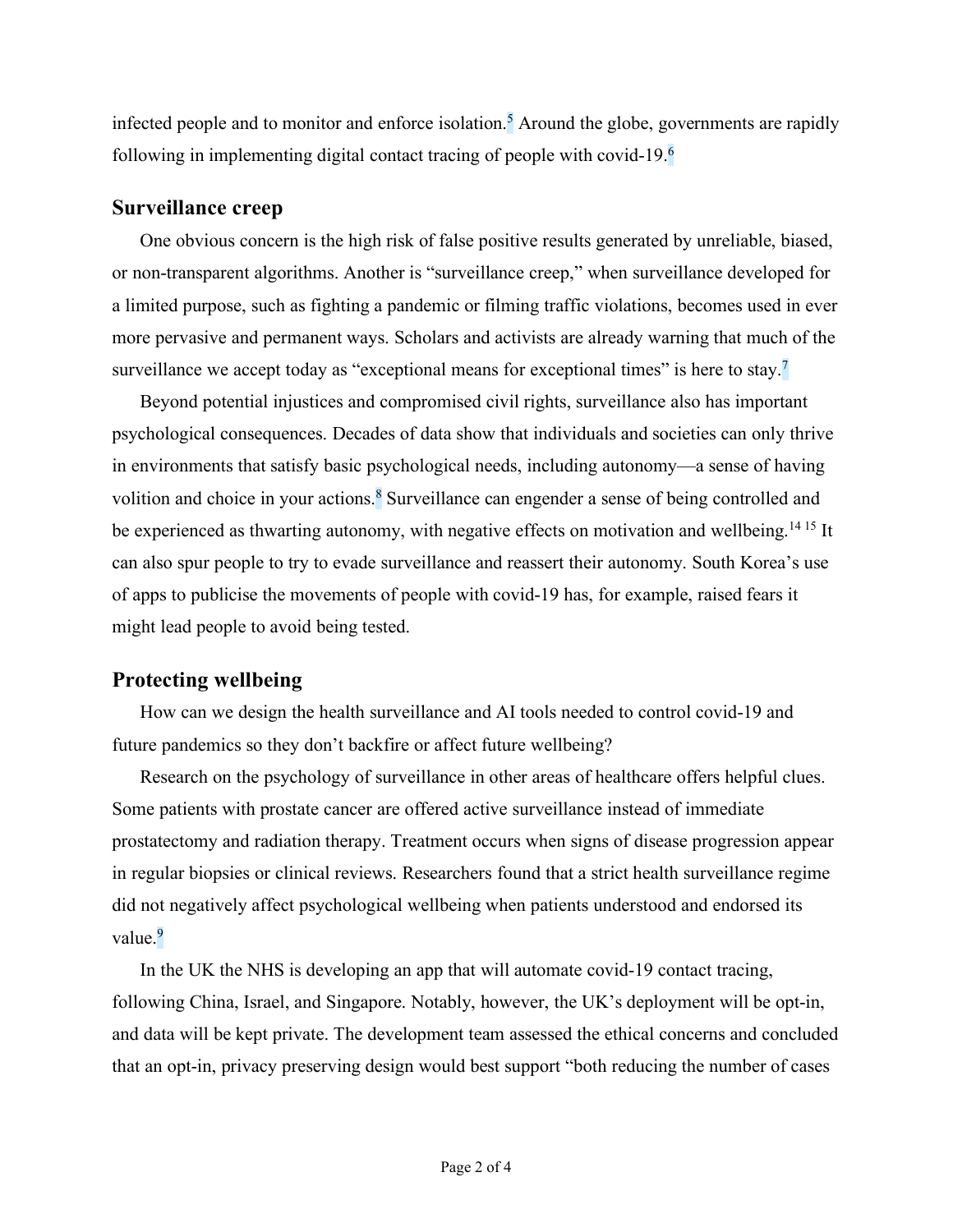infected people and to monitor and enforce isolation.[5] Around the globe, governments are rapidly following in implementing digital contact tracing of people with covid-19.[6]

## Surveillance creep

One obvious concern is the high risk of false positive results generated by unreliable, biased, or non-transparent algorithms. Another is "surveillance creep," when surveillance developed for a limited purpose, such as fighting a pandemic or filming traffic violations, becomes used in ever more pervasive and permanent ways. Scholars and activists are already warning that much of the surveillance we accept today as "exceptional means for exceptional times" is here to stay.[7]

Beyond potential injustices and compromised civil rights, surveillance also has important psychological consequences. Decades of data show that individuals and societies can only thrive in environments that satisfy basic psychological needs, including autonomy—a sense of having volition and choice in your actions.[8] Surveillance can engender a sense of being controlled and be experienced as thwarting autonomy, with negative effects on motivation and wellbeing.[14 15] It can also spur people to try to evade surveillance and reassert their autonomy. South Korea's use of apps to publicise the movements of people with covid-19 has, for example, raised fears it might lead people to avoid being tested.

## Protecting wellbeing

How can we design the health surveillance and AI tools needed to control covid-19 and future pandemics so they don't backfire or affect future wellbeing?

Research on the psychology of surveillance in other areas of healthcare offers helpful clues. Some patients with prostate cancer are offered active surveillance instead of immediate prostatectomy and radiation therapy. Treatment occurs when signs of disease progression appear in regular biopsies or clinical reviews. Researchers found that a strict health surveillance regime did not negatively affect psychological wellbeing when patients understood and endorsed its value.[9]

In the UK the NHS is developing an app that will automate covid-19 contact tracing, following China, Israel, and Singapore. Notably, however, the UK's deployment will be opt-in, and data will be kept private. The development team assessed the ethical concerns and concluded that an opt-in, privacy preserving design would best support "both reducing the number of cases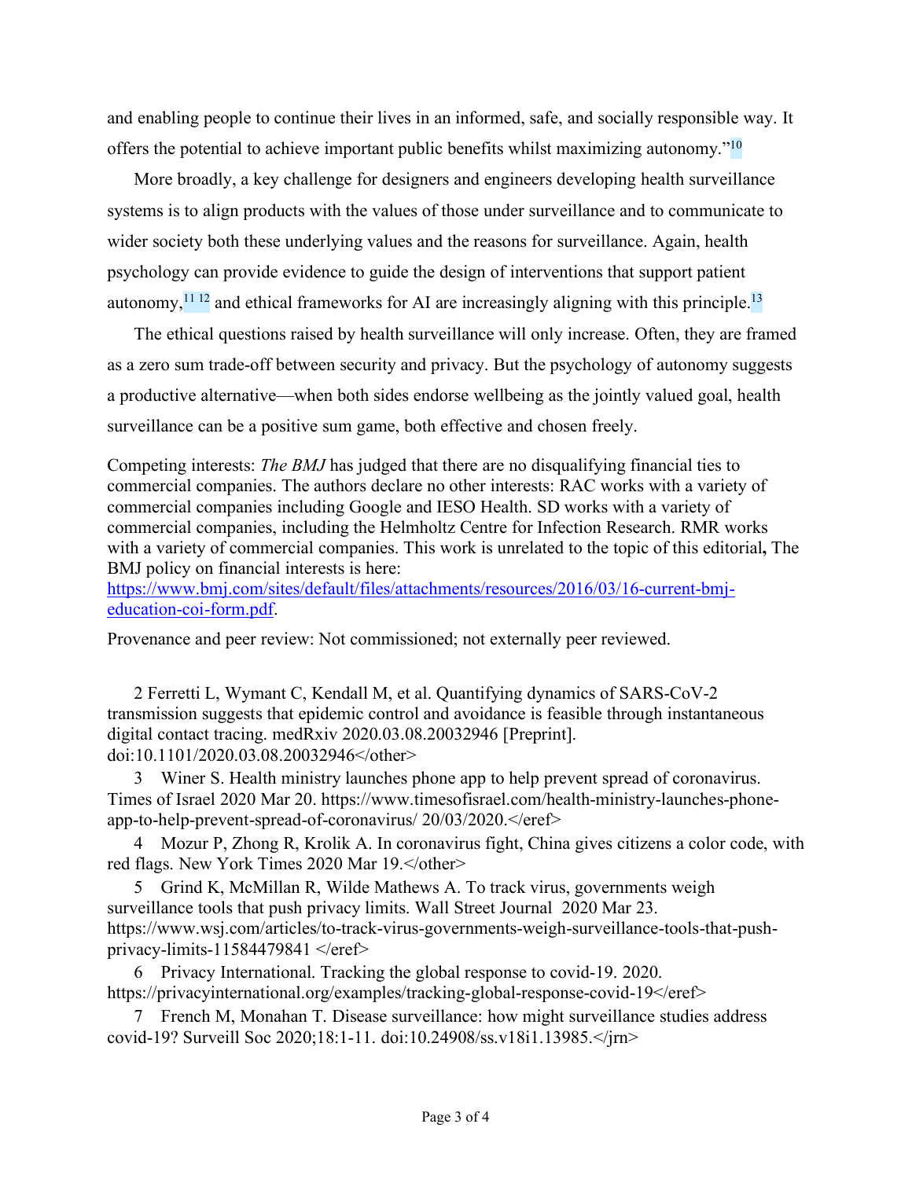and enabling people to continue their lives in an informed, safe, and socially responsible way. It offers the potential to achieve important public benefits whilst maximizing autonomy."[10]

More broadly, a key challenge for designers and engineers developing health surveillance systems is to align products with the values of those under surveillance and to communicate to wider society both these underlying values and the reasons for surveillance. Again, health psychology can provide evidence to guide the design of interventions that support patient autonomy,[11 12] and ethical frameworks for AI are increasingly aligning with this principle.[13]

The ethical questions raised by health surveillance will only increase. Often, they are framed as a zero sum trade-off between security and privacy. But the psychology of autonomy suggests a productive alternative—when both sides endorse wellbeing as the jointly valued goal, health surveillance can be a positive sum game, both effective and chosen freely.

Competing interests: *The BMJ* has judged that there are no disqualifying financial ties to commercial companies. The authors declare no other interests: RAC works with a variety of commercial companies including Google and IESO Health. SD works with a variety of commercial companies, including the Helmholtz Centre for Infection Research. RMR works with a variety of commercial companies. This work is unrelated to the topic of this editorial**,** The BMJ policy on financial interests is here: https://www.bmj.com/sites/default/files/attachments/resources/2016/03/16-current-bmj-education-coi-form.pdf.

Provenance and peer review: Not commissioned; not externally peer reviewed.

2 Ferretti L, Wymant C, Kendall M, et al. Quantifying dynamics of SARS-CoV-2 transmission suggests that epidemic control and avoidance is feasible through instantaneous digital contact tracing. medRxiv 2020.03.08.20032946 [Preprint]. doi:10.1101/2020.03.08.20032946</other>

3 Winer S. Health ministry launches phone app to help prevent spread of coronavirus. Times of Israel 2020 Mar 20. https://www.timesofisrael.com/health-ministry-launches-phone-app-to-help-prevent-spread-of-coronavirus/ 20/03/2020.</eref>

4 Mozur P, Zhong R, Krolik A. In coronavirus fight, China gives citizens a color code, with red flags. New York Times 2020 Mar 19.</other>

5 Grind K, McMillan R, Wilde Mathews A. To track virus, governments weigh surveillance tools that push privacy limits. Wall Street Journal 2020 Mar 23. https://www.wsj.com/articles/to-track-virus-governments-weigh-surveillance-tools-that-push-privacy-limits-11584479841 </eref>

6 Privacy International. Tracking the global response to covid-19. 2020. https://privacyinternational.org/examples/tracking-global-response-covid-19</eref>

7 French M, Monahan T. Disease surveillance: how might surveillance studies address covid-19? Surveill Soc 2020;18:1-11. doi:10.24908/ss.v18i1.13985.</jrn>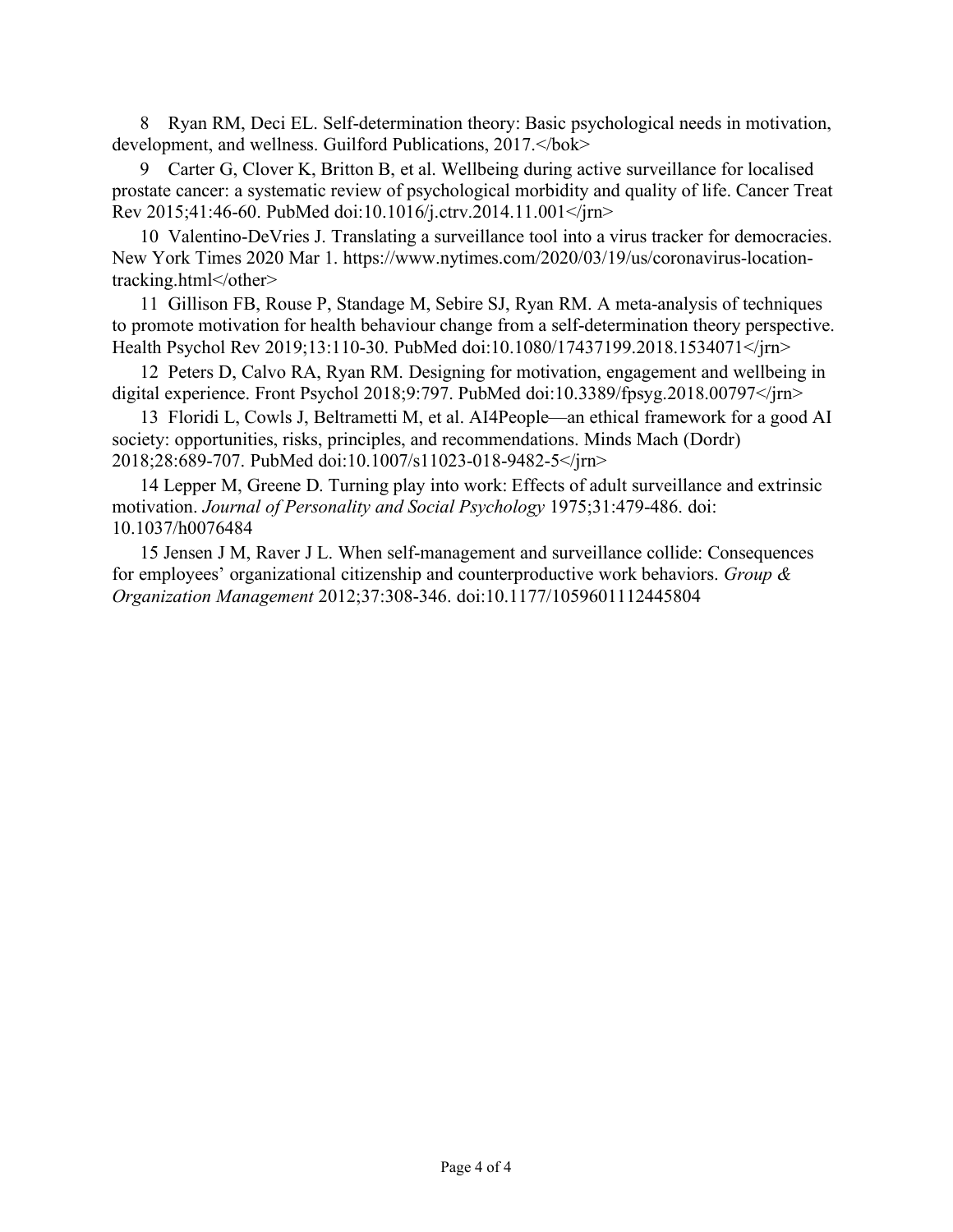8 Ryan RM, Deci EL. Self-determination theory: Basic psychological needs in motivation, development, and wellness. Guilford Publications, 2017.</bok>

9 Carter G, Clover K, Britton B, et al. Wellbeing during active surveillance for localised prostate cancer: a systematic review of psychological morbidity and quality of life. Cancer Treat Rev 2015;41:46-60. PubMed doi:10.1016/j.ctrv.2014.11.001</jrn>

10 Valentino-DeVries J. Translating a surveillance tool into a virus tracker for democracies. New York Times 2020 Mar 1. https://www.nytimes.com/2020/03/19/us/coronavirus-location-tracking.html</other>

11 Gillison FB, Rouse P, Standage M, Sebire SJ, Ryan RM. A meta-analysis of techniques to promote motivation for health behaviour change from a self-determination theory perspective. Health Psychol Rev 2019;13:110-30. PubMed doi:10.1080/17437199.2018.1534071</jrn>

12 Peters D, Calvo RA, Ryan RM. Designing for motivation, engagement and wellbeing in digital experience. Front Psychol 2018;9:797. PubMed doi:10.3389/fpsyg.2018.00797</jrn>

13 Floridi L, Cowls J, Beltrametti M, et al. AI4People—an ethical framework for a good AI society: opportunities, risks, principles, and recommendations. Minds Mach (Dordr) 2018;28:689-707. PubMed doi:10.1007/s11023-018-9482-5</jrn>

14 Lepper M, Greene D. Turning play into work: Effects of adult surveillance and extrinsic motivation. *Journal of Personality and Social Psychology* 1975;31:479-486. doi: 10.1037/h0076484

15 Jensen J M, Raver J L. When self-management and surveillance collide: Consequences for employees' organizational citizenship and counterproductive work behaviors. *Group & Organization Management* 2012;37:308-346. doi:10.1177/1059601112445804